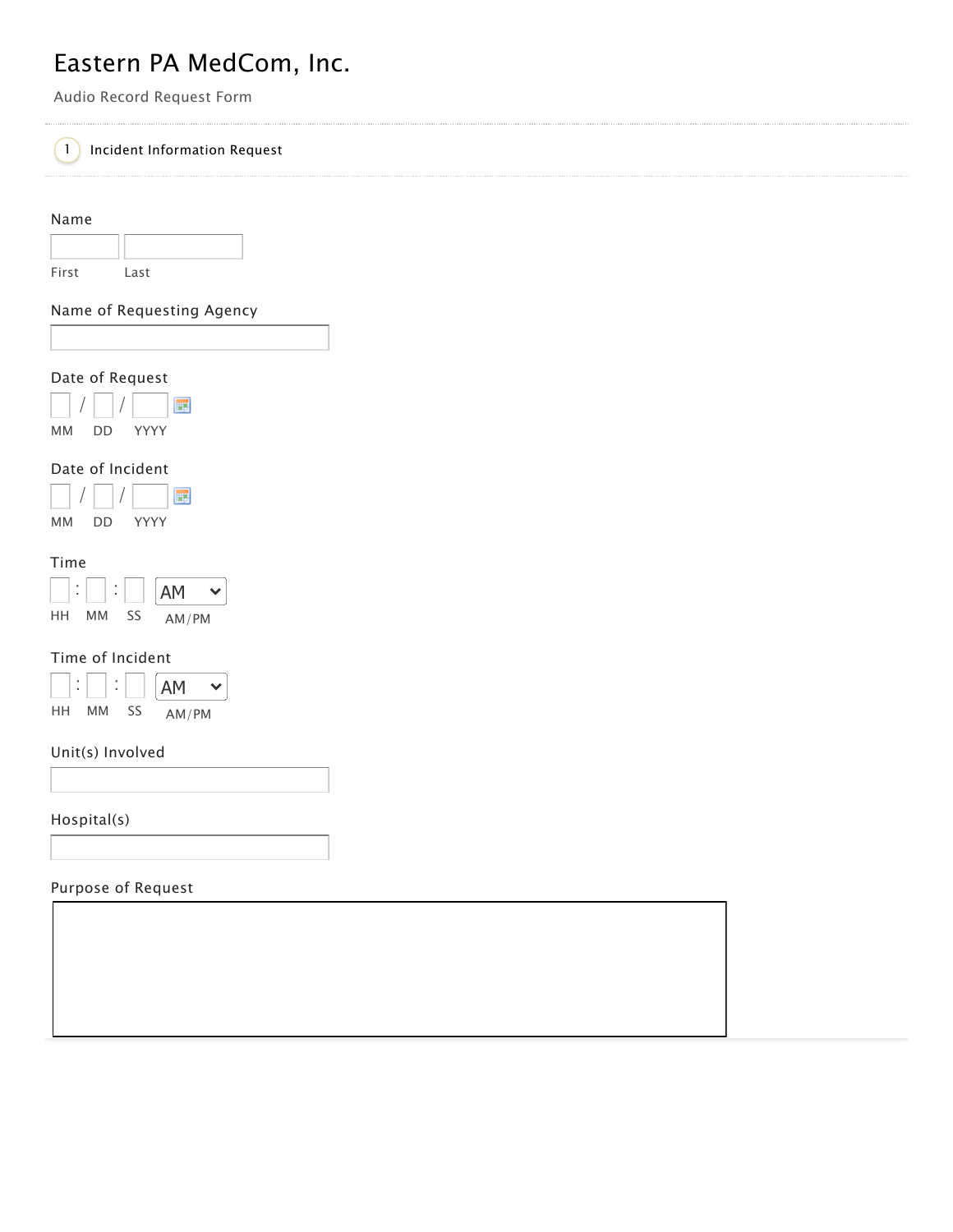# Eastern PA MedCom, Inc.

Audio Record Request Form

1 Incident Information Request

**Name**

First ______ Last ______

**Name of Requesting Agency**

______

**Date of Request**

___ / ___ / ______
MM DD YYYY

**Date of Incident**

___ / ___ / ______
MM DD YYYY

**Time**

___ : ___ : ___ AM
HH MM SS AM/PM

**Time of Incident**

___ : ___ : ___ AM
HH MM SS AM/PM

**Unit(s) Involved**

______

**Hospital(s)**

______

**Purpose of Request**

______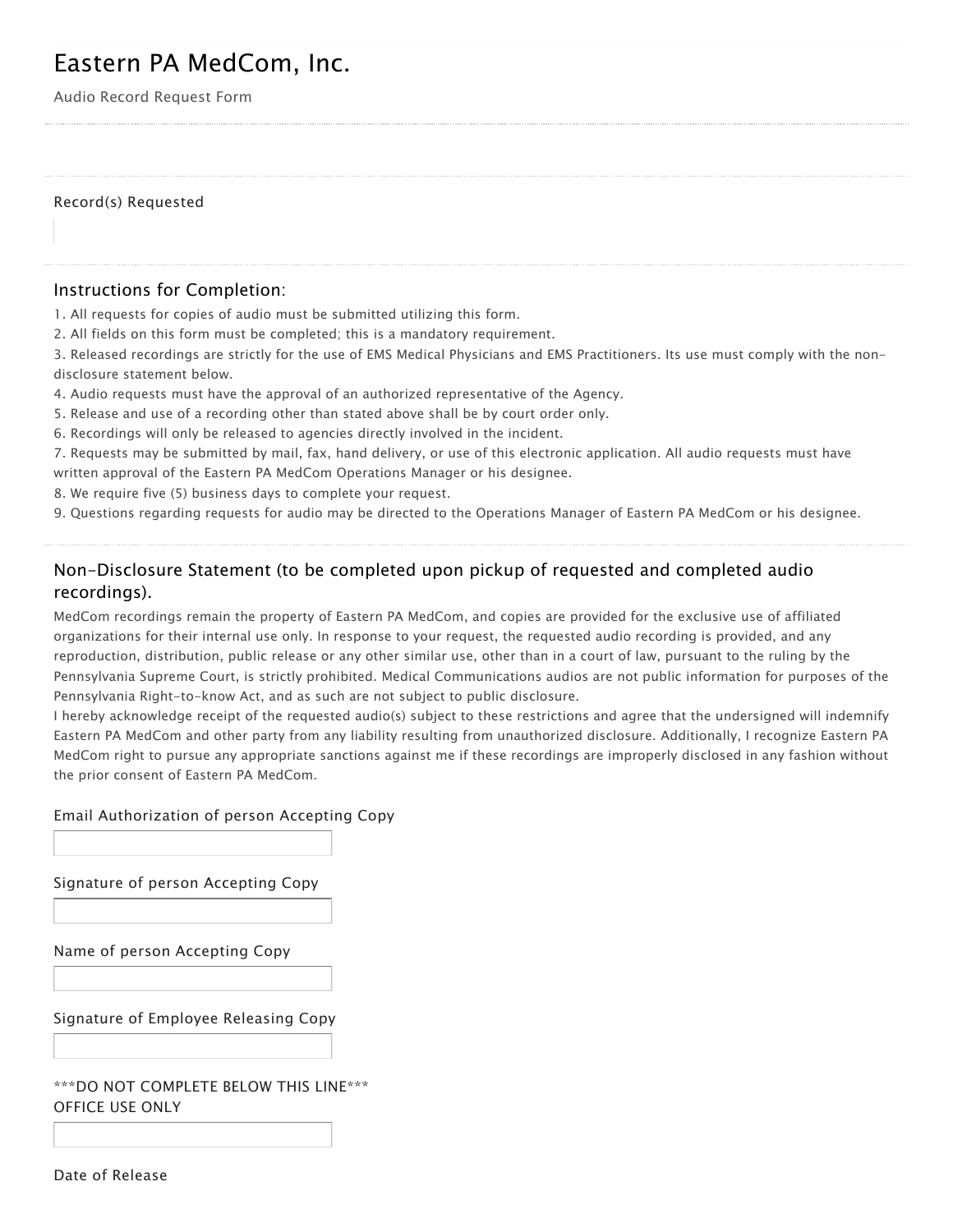# Eastern PA MedCom, Inc.

Audio Record Request Form

Record(s) Requested

### Instructions for Completion:

1. All requests for copies of audio must be submitted utilizing this form.
2. All fields on this form must be completed; this is a mandatory requirement.
3. Released recordings are strictly for the use of EMS Medical Physicians and EMS Practitioners. Its use must comply with the non-disclosure statement below.
4. Audio requests must have the approval of an authorized representative of the Agency.
5. Release and use of a recording other than stated above shall be by court order only.
6. Recordings will only be released to agencies directly involved in the incident.
7. Requests may be submitted by mail, fax, hand delivery, or use of this electronic application. All audio requests must have written approval of the Eastern PA MedCom Operations Manager or his designee.
8. We require five (5) business days to complete your request.
9. Questions regarding requests for audio may be directed to the Operations Manager of Eastern PA MedCom or his designee.

### Non-Disclosure Statement (to be completed upon pickup of requested and completed audio recordings).

MedCom recordings remain the property of Eastern PA MedCom, and copies are provided for the exclusive use of affiliated organizations for their internal use only. In response to your request, the requested audio recording is provided, and any reproduction, distribution, public release or any other similar use, other than in a court of law, pursuant to the ruling by the Pennsylvania Supreme Court, is strictly prohibited. Medical Communications audios are not public information for purposes of the Pennsylvania Right-to-know Act, and as such are not subject to public disclosure.

I hereby acknowledge receipt of the requested audio(s) subject to these restrictions and agree that the undersigned will indemnify Eastern PA MedCom and other party from any liability resulting from unauthorized disclosure. Additionally, I recognize Eastern PA MedCom right to pursue any appropriate sanctions against me if these recordings are improperly disclosed in any fashion without the prior consent of Eastern PA MedCom.

Email Authorization of person Accepting Copy

Signature of person Accepting Copy

Name of person Accepting Copy

Signature of Employee Releasing Copy

***DO NOT COMPLETE BELOW THIS LINE***
OFFICE USE ONLY

Date of Release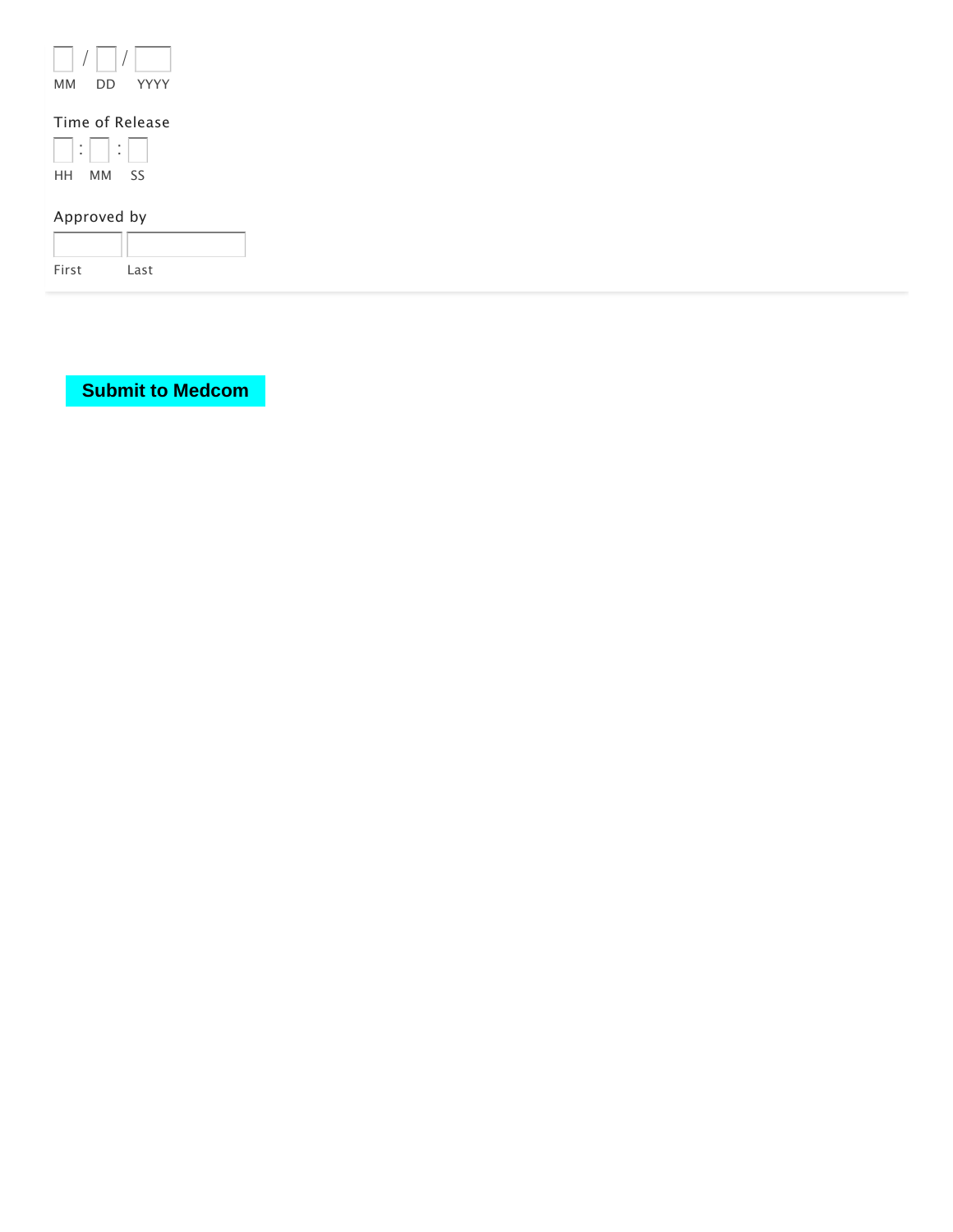_ / _ / ____
MM DD YYYY

Time of Release

_ : _ : _
HH MM SS

Approved by

First Last

**Submit to Medcom**